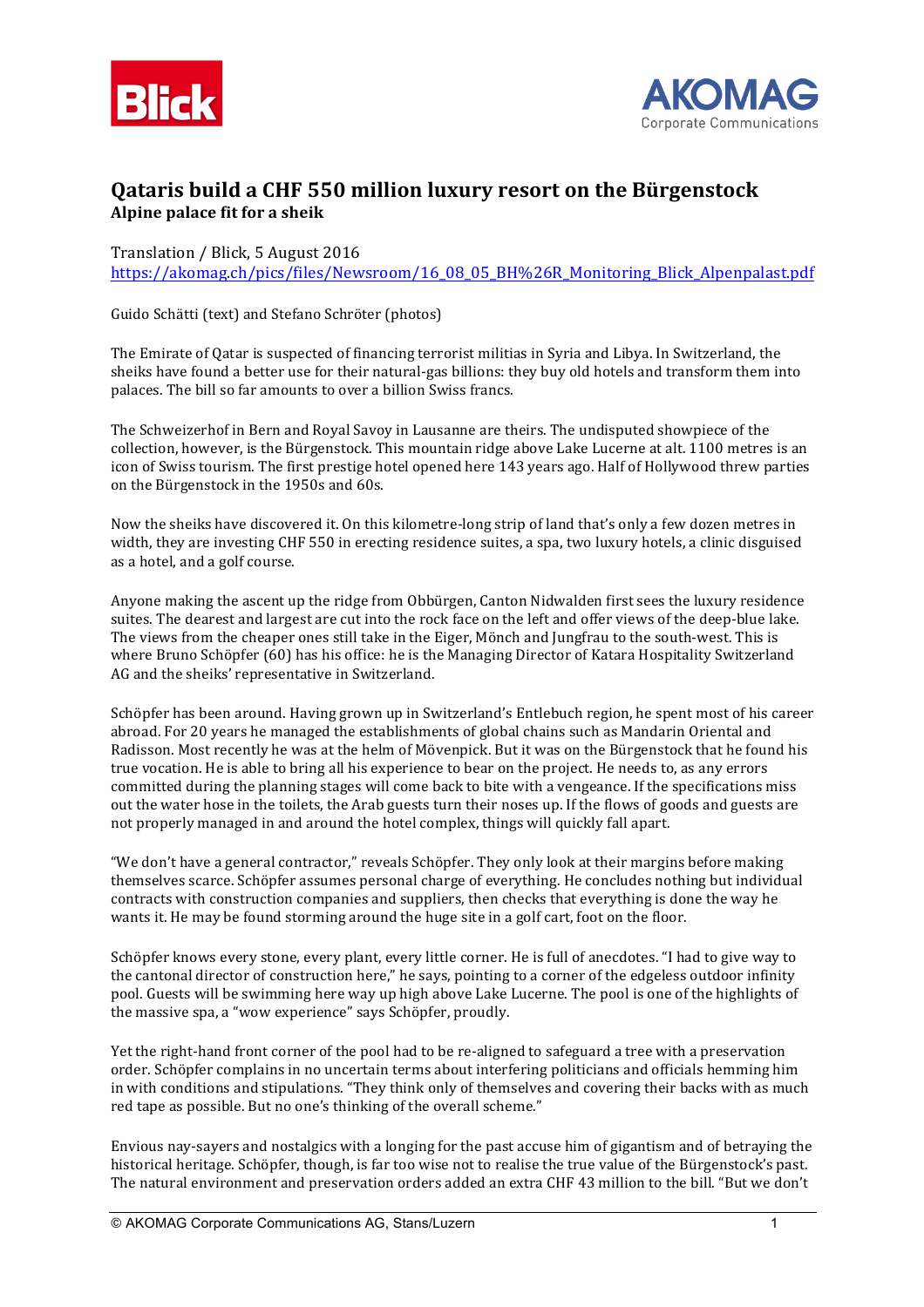# Qataris build a CHF 550 million luxury resort on the Bürgenstock

**Alpine palace fit for a sheik**

Translation / Blick, 5 August 2016
https://akomag.ch/pics/files/Newsroom/16_08_05_BH%26R_Monitoring_Blick_Alpenpalast.pdf

Guido Schätti (text) and Stefano Schröter (photos)

The Emirate of Qatar is suspected of financing terrorist militias in Syria and Libya. In Switzerland, the sheiks have found a better use for their natural-gas billions: they buy old hotels and transform them into palaces. The bill so far amounts to over a billion Swiss francs.

The Schweizerhof in Bern and Royal Savoy in Lausanne are theirs. The undisputed showpiece of the collection, however, is the Bürgenstock. This mountain ridge above Lake Lucerne at alt. 1100 metres is an icon of Swiss tourism. The first prestige hotel opened here 143 years ago. Half of Hollywood threw parties on the Bürgenstock in the 1950s and 60s.

Now the sheiks have discovered it. On this kilometre-long strip of land that's only a few dozen metres in width, they are investing CHF 550 in erecting residence suites, a spa, two luxury hotels, a clinic disguised as a hotel, and a golf course.

Anyone making the ascent up the ridge from Obbürgen, Canton Nidwalden first sees the luxury residence suites. The dearest and largest are cut into the rock face on the left and offer views of the deep-blue lake. The views from the cheaper ones still take in the Eiger, Mönch and Jungfrau to the south-west. This is where Bruno Schöpfer (60) has his office: he is the Managing Director of Katara Hospitality Switzerland AG and the sheiks' representative in Switzerland.

Schöpfer has been around. Having grown up in Switzerland's Entlebuch region, he spent most of his career abroad. For 20 years he managed the establishments of global chains such as Mandarin Oriental and Radisson. Most recently he was at the helm of Mövenpick. But it was on the Bürgenstock that he found his true vocation. He is able to bring all his experience to bear on the project. He needs to, as any errors committed during the planning stages will come back to bite with a vengeance. If the specifications miss out the water hose in the toilets, the Arab guests turn their noses up. If the flows of goods and guests are not properly managed in and around the hotel complex, things will quickly fall apart.

"We don't have a general contractor," reveals Schöpfer. They only look at their margins before making themselves scarce. Schöpfer assumes personal charge of everything. He concludes nothing but individual contracts with construction companies and suppliers, then checks that everything is done the way he wants it. He may be found storming around the huge site in a golf cart, foot on the floor.

Schöpfer knows every stone, every plant, every little corner. He is full of anecdotes. "I had to give way to the cantonal director of construction here," he says, pointing to a corner of the edgeless outdoor infinity pool. Guests will be swimming here way up high above Lake Lucerne. The pool is one of the highlights of the massive spa, a "wow experience" says Schöpfer, proudly.

Yet the right-hand front corner of the pool had to be re-aligned to safeguard a tree with a preservation order. Schöpfer complains in no uncertain terms about interfering politicians and officials hemming him in with conditions and stipulations. "They think only of themselves and covering their backs with as much red tape as possible. But no one's thinking of the overall scheme."

Envious nay-sayers and nostalgics with a longing for the past accuse him of gigantism and of betraying the historical heritage. Schöpfer, though, is far too wise not to realise the true value of the Bürgenstock's past. The natural environment and preservation orders added an extra CHF 43 million to the bill. "But we don't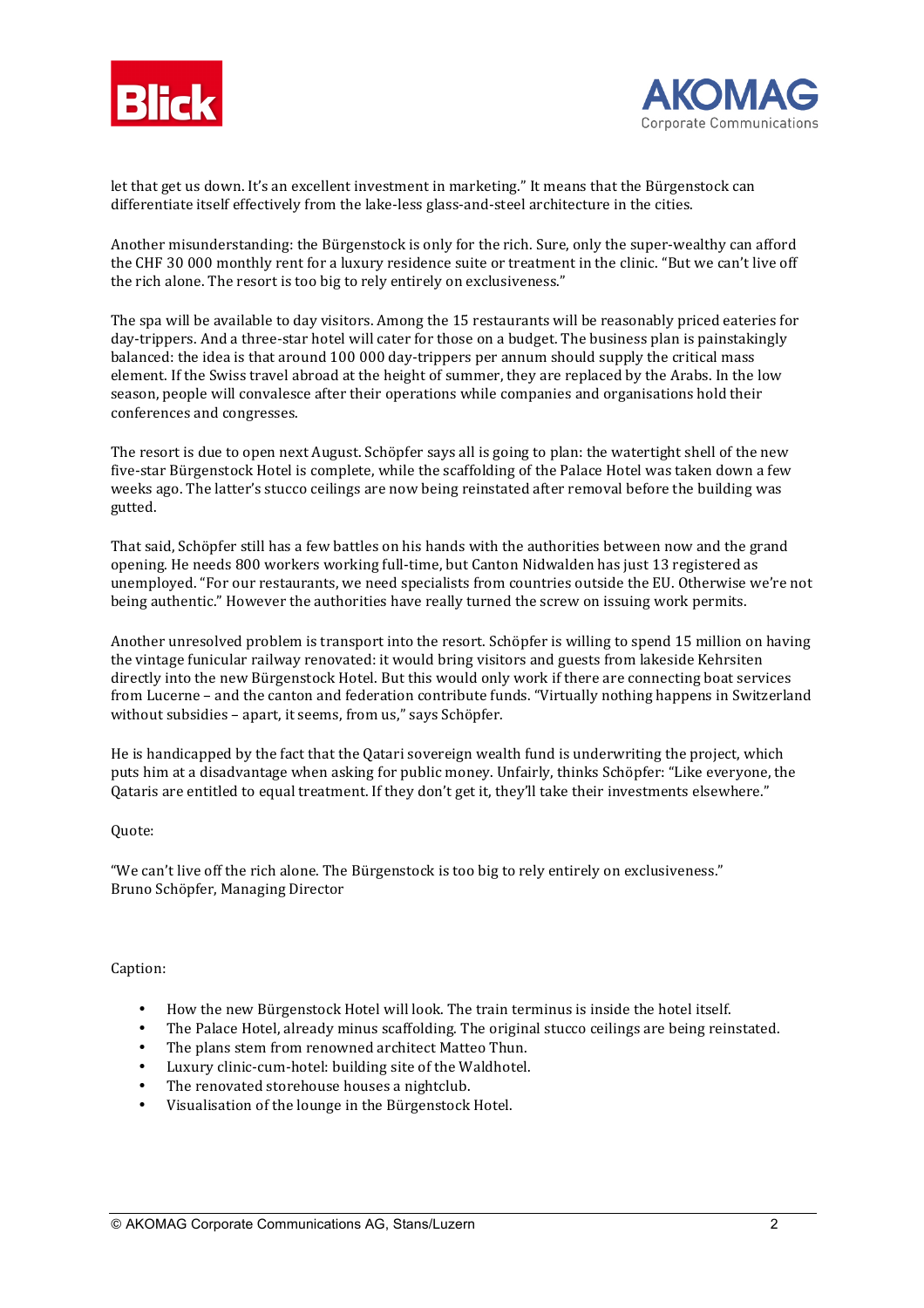let that get us down. It's an excellent investment in marketing." It means that the Bürgenstock can differentiate itself effectively from the lake-less glass-and-steel architecture in the cities.

Another misunderstanding: the Bürgenstock is only for the rich. Sure, only the super-wealthy can afford the CHF 30 000 monthly rent for a luxury residence suite or treatment in the clinic. "But we can't live off the rich alone. The resort is too big to rely entirely on exclusiveness."

The spa will be available to day visitors. Among the 15 restaurants will be reasonably priced eateries for day-trippers. And a three-star hotel will cater for those on a budget. The business plan is painstakingly balanced: the idea is that around 100 000 day-trippers per annum should supply the critical mass element. If the Swiss travel abroad at the height of summer, they are replaced by the Arabs. In the low season, people will convalesce after their operations while companies and organisations hold their conferences and congresses.

The resort is due to open next August. Schöpfer says all is going to plan: the watertight shell of the new five-star Bürgenstock Hotel is complete, while the scaffolding of the Palace Hotel was taken down a few weeks ago. The latter's stucco ceilings are now being reinstated after removal before the building was gutted.

That said, Schöpfer still has a few battles on his hands with the authorities between now and the grand opening. He needs 800 workers working full-time, but Canton Nidwalden has just 13 registered as unemployed. "For our restaurants, we need specialists from countries outside the EU. Otherwise we're not being authentic." However the authorities have really turned the screw on issuing work permits.

Another unresolved problem is transport into the resort. Schöpfer is willing to spend 15 million on having the vintage funicular railway renovated: it would bring visitors and guests from lakeside Kehrsiten directly into the new Bürgenstock Hotel. But this would only work if there are connecting boat services from Lucerne – and the canton and federation contribute funds. "Virtually nothing happens in Switzerland without subsidies – apart, it seems, from us," says Schöpfer.

He is handicapped by the fact that the Qatari sovereign wealth fund is underwriting the project, which puts him at a disadvantage when asking for public money. Unfairly, thinks Schöpfer: "Like everyone, the Qataris are entitled to equal treatment. If they don't get it, they'll take their investments elsewhere."

Quote:

"We can't live off the rich alone. The Bürgenstock is too big to rely entirely on exclusiveness."
Bruno Schöpfer, Managing Director

Caption:

- How the new Bürgenstock Hotel will look. The train terminus is inside the hotel itself.
- The Palace Hotel, already minus scaffolding. The original stucco ceilings are being reinstated.
- The plans stem from renowned architect Matteo Thun.
- Luxury clinic-cum-hotel: building site of the Waldhotel.
- The renovated storehouse houses a nightclub.
- Visualisation of the lounge in the Bürgenstock Hotel.